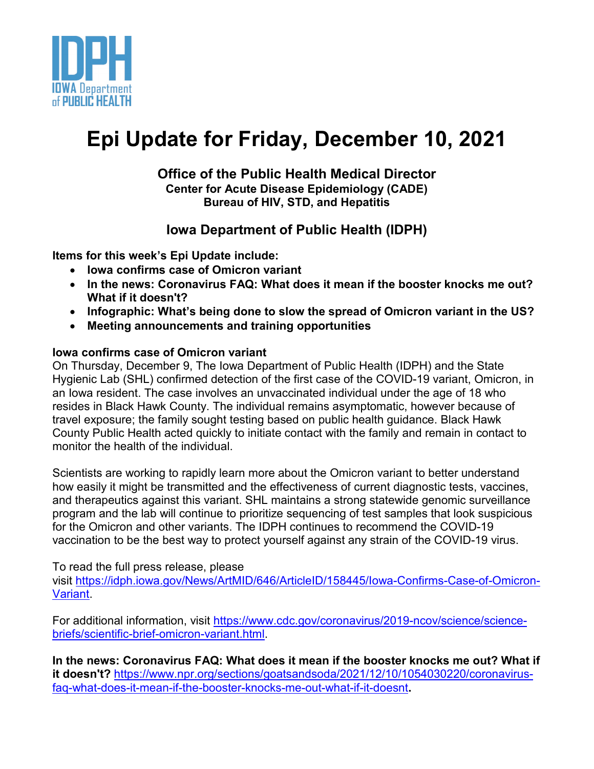# Epi Update for Friday, December 10, 2021

**Office of the Public Health Medical Director**
**Center for Acute Disease Epidemiology (CADE)**
**Bureau of HIV, STD, and Hepatitis**

**Iowa Department of Public Health (IDPH)**

**Items for this week's Epi Update include:**

- **Iowa confirms case of Omicron variant**
- **In the news: Coronavirus FAQ: What does it mean if the booster knocks me out? What if it doesn't?**
- **Infographic: What's being done to slow the spread of Omicron variant in the US?**
- **Meeting announcements and training opportunities**

### Iowa confirms case of Omicron variant

On Thursday, December 9, The Iowa Department of Public Health (IDPH) and the State Hygienic Lab (SHL) confirmed detection of the first case of the COVID-19 variant, Omicron, in an Iowa resident. The case involves an unvaccinated individual under the age of 18 who resides in Black Hawk County. The individual remains asymptomatic, however because of travel exposure; the family sought testing based on public health guidance. Black Hawk County Public Health acted quickly to initiate contact with the family and remain in contact to monitor the health of the individual.

Scientists are working to rapidly learn more about the Omicron variant to better understand how easily it might be transmitted and the effectiveness of current diagnostic tests, vaccines, and therapeutics against this variant. SHL maintains a strong statewide genomic surveillance program and the lab will continue to prioritize sequencing of test samples that look suspicious for the Omicron and other variants. The IDPH continues to recommend the COVID-19 vaccination to be the best way to protect yourself against any strain of the COVID-19 virus.

To read the full press release, please visit https://idph.iowa.gov/News/ArtMID/646/ArticleID/158445/Iowa-Confirms-Case-of-Omicron-Variant.

For additional information, visit https://www.cdc.gov/coronavirus/2019-ncov/science/science-briefs/scientific-brief-omicron-variant.html.

**In the news: Coronavirus FAQ: What does it mean if the booster knocks me out? What if it doesn't?** https://www.npr.org/sections/goatsandsoda/2021/12/10/1054030220/coronavirus-faq-what-does-it-mean-if-the-booster-knocks-me-out-what-if-it-doesnt**.**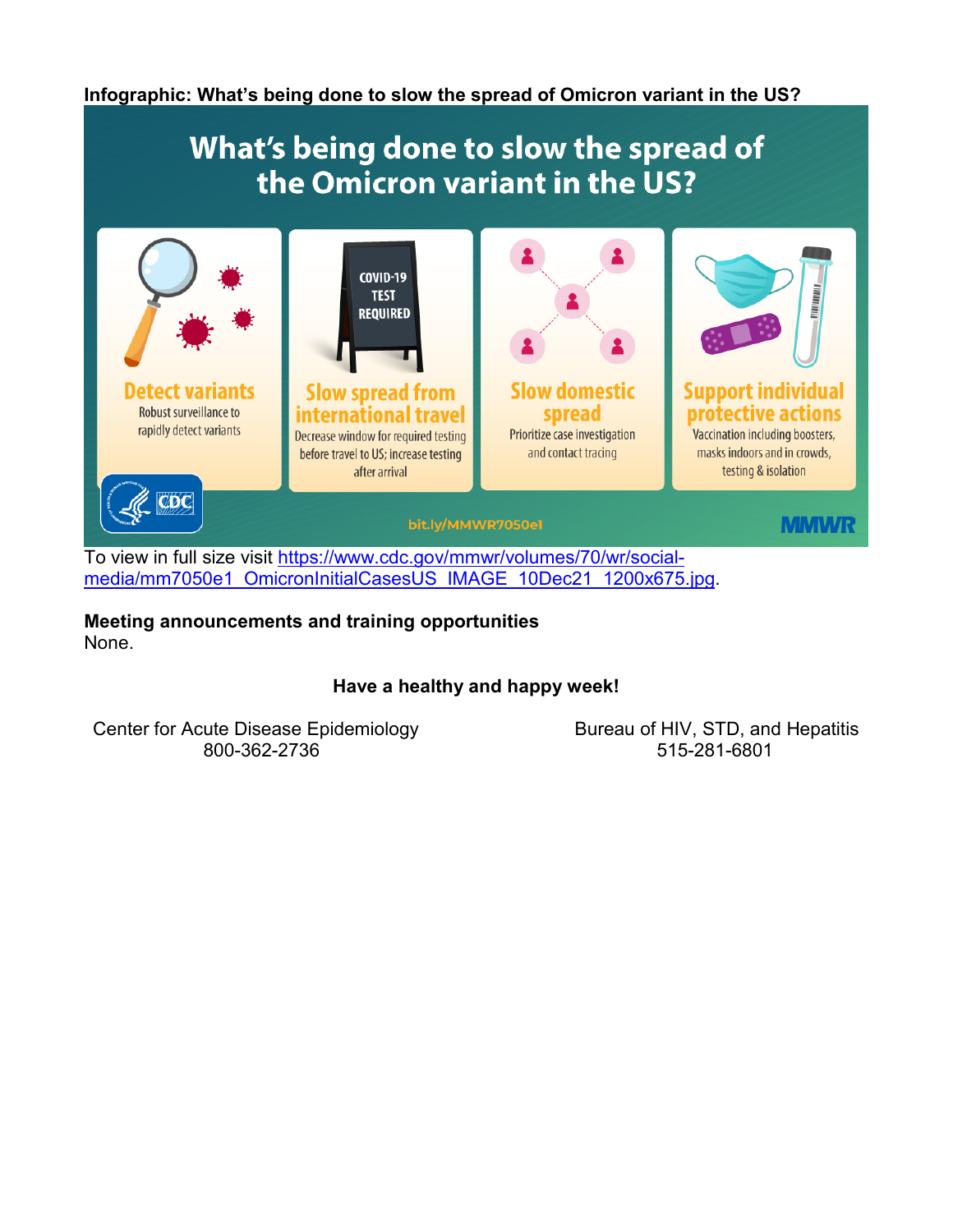**Infographic: What's being done to slow the spread of Omicron variant in the US?**

What's being done to slow the spread of the Omicron variant in the US?

Detect variants
Robust surveillance to rapidly detect variants

COVID-19 TEST REQUIRED

Slow spread from international travel
Decrease window for required testing before travel to US; increase testing after arrival

Slow domestic spread
Prioritize case investigation and contact tracing

Support individual protective actions
Vaccination including boosters, masks indoors and in crowds, testing & isolation

CDC

bit.ly/MMWR7050e1

MMWR

To view in full size visit https://www.cdc.gov/mmwr/volumes/70/wr/social-media/mm7050e1_OmicronInitialCasesUS_IMAGE_10Dec21_1200x675.jpg.

**Meeting announcements and training opportunities**

None.

**Have a healthy and happy week!**

Center for Acute Disease Epidemiology
800-362-2736

Bureau of HIV, STD, and Hepatitis
515-281-6801